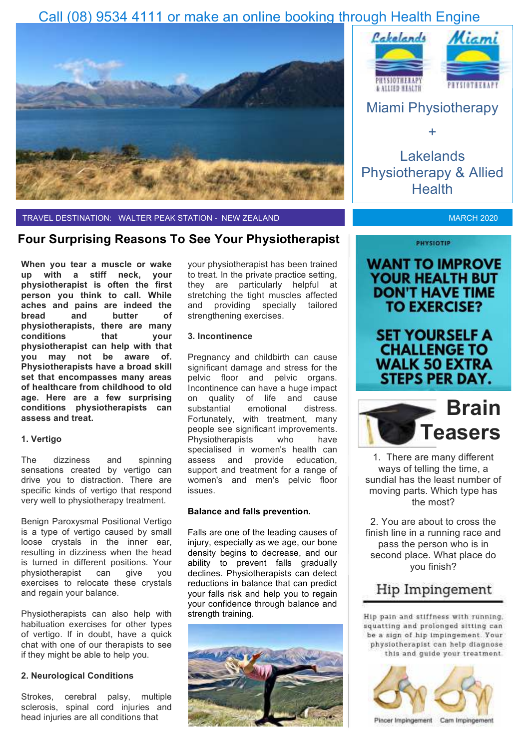Call (08) 9534 4111 or make an online booking through Health Engine

Miami Physiotherapy

+

Lakelands Physiotherapy & Allied Health

TRAVEL DESTINATION: WALTER PEAK STATION - NEW ZEALAND

MARCH 2020

## Four Surprising Reasons To See Your Physiotherapist

**When you tear a muscle or wake up with a stiff neck, your physiotherapist is often the first person you think to call. While aches and pains are indeed the bread and butter of physiotherapists, there are many conditions that your physiotherapist can help with that you may not be aware of. Physiotherapists have a broad skill set that encompasses many areas of healthcare from childhood to old age. Here are a few surprising conditions physiotherapists can assess and treat.**

### 1. Vertigo

The dizziness and spinning sensations created by vertigo can drive you to distraction. There are specific kinds of vertigo that respond very well to physiotherapy treatment.

Benign Paroxysmal Positional Vertigo is a type of vertigo caused by small loose crystals in the inner ear, resulting in dizziness when the head is turned in different positions. Your physiotherapist can give you exercises to relocate these crystals and regain your balance.

Physiotherapists can also help with habituation exercises for other types of vertigo. If in doubt, have a quick chat with one of our therapists to see if they might be able to help you.

### 2. Neurological Conditions

Strokes, cerebral palsy, multiple sclerosis, spinal cord injuries and head injuries are all conditions that your physiotherapist has been trained to treat. In the private practice setting, they are particularly helpful at stretching the tight muscles affected and providing specially tailored strengthening exercises.

### 3. Incontinence

Pregnancy and childbirth can cause significant damage and stress for the pelvic floor and pelvic organs. Incontinence can have a huge impact on quality of life and cause substantial emotional distress. Fortunately, with treatment, many people see significant improvements. Physiotherapists who have specialised in women's health can assess and provide education, support and treatment for a range of women's and men's pelvic floor issues.

### Balance and falls prevention.

Falls are one of the leading causes of injury, especially as we age, our bone density begins to decrease, and our ability to prevent falls gradually declines. Physiotherapists can detect reductions in balance that can predict your falls risk and help you to regain your confidence through balance and strength training.

PHYSIOTIP

**WANT TO IMPROVE YOUR HEALTH BUT DON'T HAVE TIME TO EXERCISE?**

**SET YOURSELF A CHALLENGE TO WALK 50 EXTRA STEPS PER DAY.**

## Brain Teasers

1. There are many different ways of telling the time, a sundial has the least number of moving parts. Which type has the most?

2. You are about to cross the finish line in a running race and pass the person who is in second place. What place do you finish?

## Hip Impingement

Hip pain and stiffness with running, squatting and prolonged sitting can be a sign of hip impingement. Your physiotherapist can help diagnose this and guide your treatment.

Pincer Impingement Cam Impingement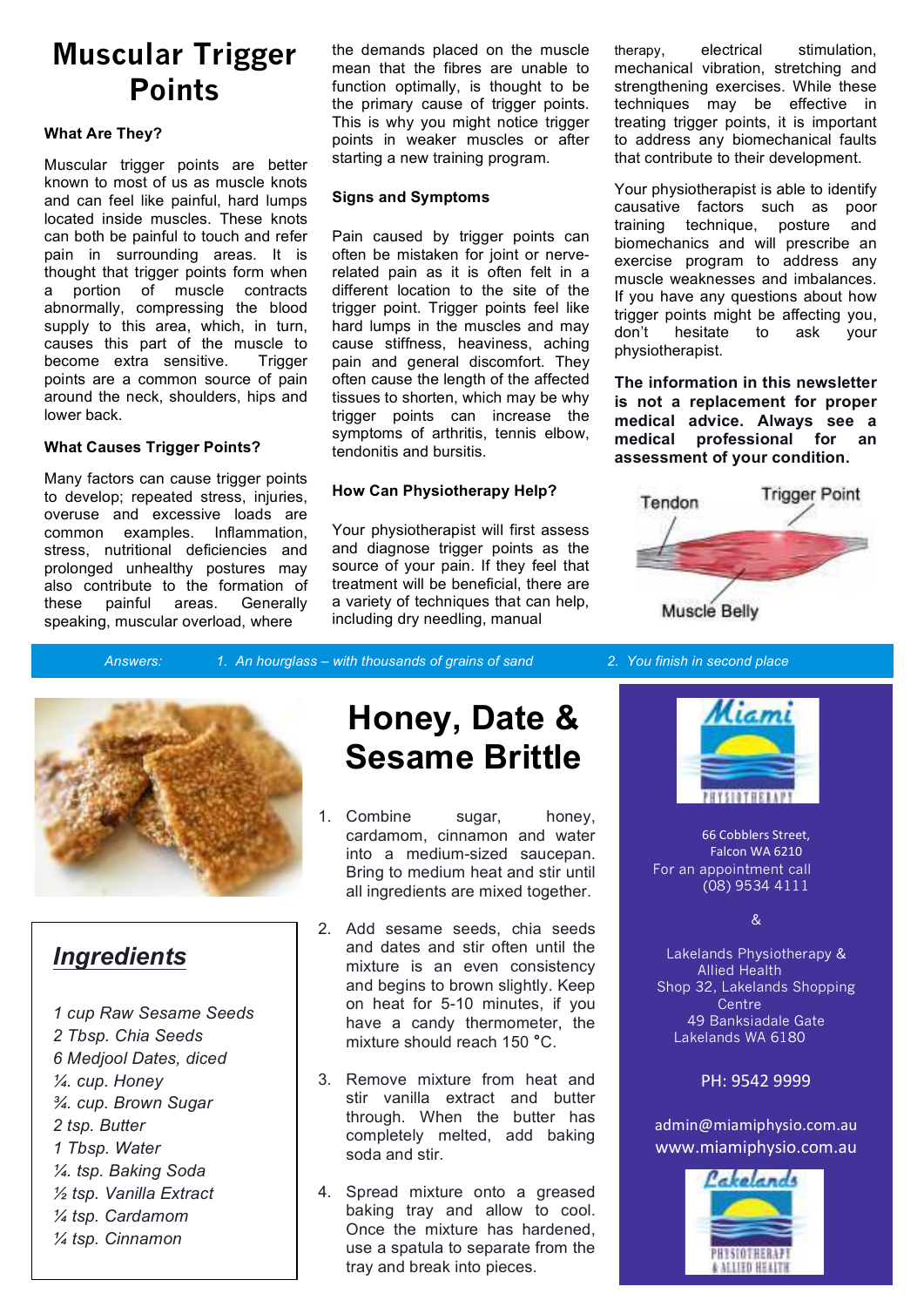# Muscular Trigger Points

### What Are They?

Muscular trigger points are better known to most of us as muscle knots and can feel like painful, hard lumps located inside muscles. These knots can both be painful to touch and refer pain in surrounding areas. It is thought that trigger points form when a portion of muscle contracts abnormally, compressing the blood supply to this area, which, in turn, causes this part of the muscle to become extra sensitive. Trigger points are a common source of pain around the neck, shoulders, hips and lower back.

### What Causes Trigger Points?

Many factors can cause trigger points to develop; repeated stress, injuries, overuse and excessive loads are common examples. Inflammation, stress, nutritional deficiencies and prolonged unhealthy postures may also contribute to the formation of these painful areas. Generally speaking, muscular overload, where the demands placed on the muscle mean that the fibres are unable to function optimally, is thought to be the primary cause of trigger points. This is why you might notice trigger points in weaker muscles or after starting a new training program.

### Signs and Symptoms

Pain caused by trigger points can often be mistaken for joint or nerve-related pain as it is often felt in a different location to the site of the trigger point. Trigger points feel like hard lumps in the muscles and may cause stiffness, heaviness, aching pain and general discomfort. They often cause the length of the affected tissues to shorten, which may be why trigger points can increase the symptoms of arthritis, tennis elbow, tendonitis and bursitis.

### How Can Physiotherapy Help?

Your physiotherapist will first assess and diagnose trigger points as the source of your pain. If they feel that treatment will be beneficial, there are a variety of techniques that can help, including dry needling, manual therapy, electrical stimulation, mechanical vibration, stretching and strengthening exercises. While these techniques may be effective in treating trigger points, it is important to address any biomechanical faults that contribute to their development.

Your physiotherapist is able to identify causative factors such as poor training technique, posture and biomechanics and will prescribe an exercise program to address any muscle weaknesses and imbalances. If you have any questions about how trigger points might be affecting you, don't hesitate to ask your physiotherapist.

**The information in this newsletter is not a replacement for proper medical advice. Always see a medical professional for an assessment of your condition.**

Tendon
Trigger Point
Muscle Belly

*Answers: 1. An hourglass – with thousands of grains of sand 2. You finish in second place*

# Honey, Date & Sesame Brittle

## *Ingredients*

*1 cup Raw Sesame Seeds*
*2 Tbsp. Chia Seeds*
*6 Medjool Dates, diced*
*¼. cup. Honey*
*¾. cup. Brown Sugar*
*2 tsp. Butter*
*1 Tbsp. Water*
*¼. tsp. Baking Soda*
*½ tsp. Vanilla Extract*
*¼ tsp. Cardamom*
*¼ tsp. Cinnamon*

1. Combine sugar, honey, cardamom, cinnamon and water into a medium-sized saucepan. Bring to medium heat and stir until all ingredients are mixed together.
2. Add sesame seeds, chia seeds and dates and stir often until the mixture is an even consistency and begins to brown slightly. Keep on heat for 5-10 minutes, if you have a candy thermometer, the mixture should reach 150 °C.
3. Remove mixture from heat and stir vanilla extract and butter through. When the butter has completely melted, add baking soda and stir.
4. Spread mixture onto a greased baking tray and allow to cool. Once the mixture has hardened, use a spatula to separate from the tray and break into pieces.

Miami PHYSIOTHERAPY

66 Cobblers Street,
Falcon WA 6210
For an appointment call
(08) 9534 4111

&

Lakelands Physiotherapy & Allied Health
Shop 32, Lakelands Shopping Centre
49 Banksiadale Gate
Lakelands WA 6180

PH: 9542 9999

admin@miamiphysio.com.au
www.miamiphysio.com.au

Lakelands PHYSIOTHERAPY & ALLIED HEALTH